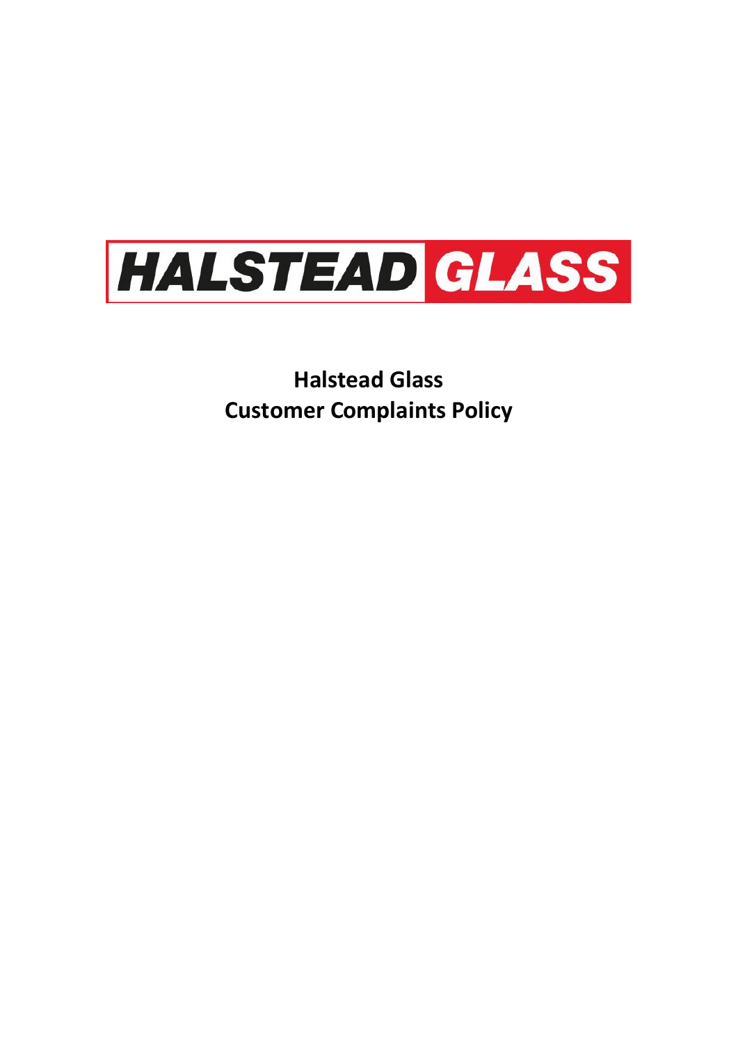HALSTEAD GLASS

# Halstead Glass
# Customer Complaints Policy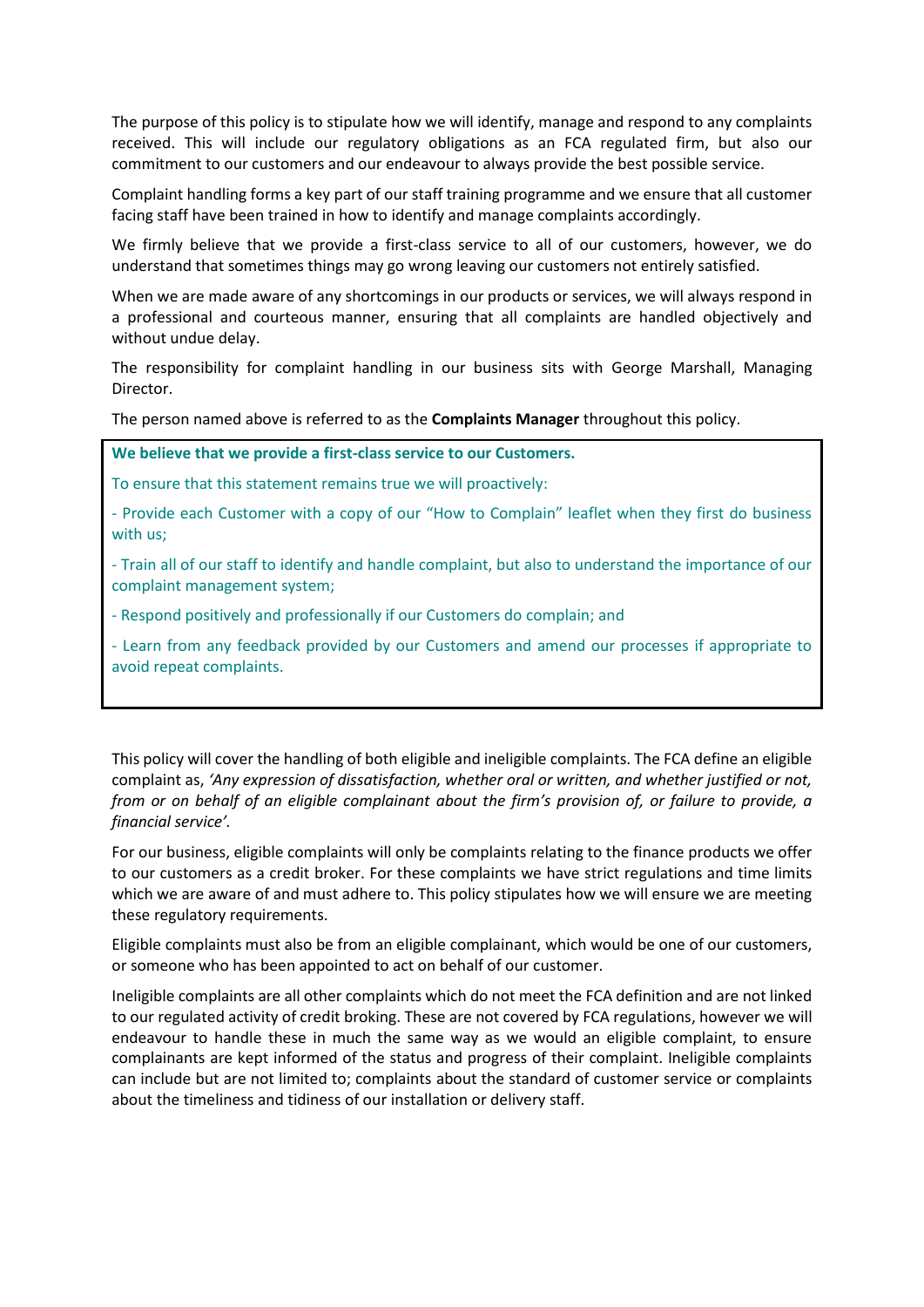The purpose of this policy is to stipulate how we will identify, manage and respond to any complaints received. This will include our regulatory obligations as an FCA regulated firm, but also our commitment to our customers and our endeavour to always provide the best possible service.

Complaint handling forms a key part of our staff training programme and we ensure that all customer facing staff have been trained in how to identify and manage complaints accordingly.

We firmly believe that we provide a first-class service to all of our customers, however, we do understand that sometimes things may go wrong leaving our customers not entirely satisfied.

When we are made aware of any shortcomings in our products or services, we will always respond in a professional and courteous manner, ensuring that all complaints are handled objectively and without undue delay.

The responsibility for complaint handling in our business sits with George Marshall, Managing Director.

The person named above is referred to as the **Complaints Manager** throughout this policy.

> **We believe that we provide a first-class service to our Customers.**
>
> To ensure that this statement remains true we will proactively:
>
> - Provide each Customer with a copy of our "How to Complain" leaflet when they first do business with us;
> - Train all of our staff to identify and handle complaint, but also to understand the importance of our complaint management system;
> - Respond positively and professionally if our Customers do complain; and
> - Learn from any feedback provided by our Customers and amend our processes if appropriate to avoid repeat complaints.

This policy will cover the handling of both eligible and ineligible complaints. The FCA define an eligible complaint as, *'Any expression of dissatisfaction, whether oral or written, and whether justified or not, from or on behalf of an eligible complainant about the firm's provision of, or failure to provide, a financial service'.*

For our business, eligible complaints will only be complaints relating to the finance products we offer to our customers as a credit broker. For these complaints we have strict regulations and time limits which we are aware of and must adhere to. This policy stipulates how we will ensure we are meeting these regulatory requirements.

Eligible complaints must also be from an eligible complainant, which would be one of our customers, or someone who has been appointed to act on behalf of our customer.

Ineligible complaints are all other complaints which do not meet the FCA definition and are not linked to our regulated activity of credit broking. These are not covered by FCA regulations, however we will endeavour to handle these in much the same way as we would an eligible complaint, to ensure complainants are kept informed of the status and progress of their complaint. Ineligible complaints can include but are not limited to; complaints about the standard of customer service or complaints about the timeliness and tidiness of our installation or delivery staff.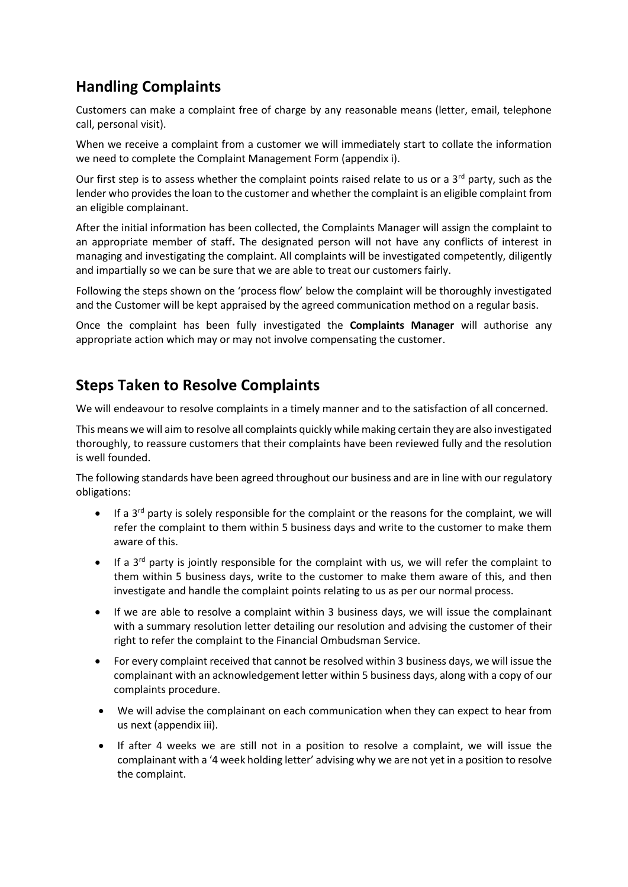## Handling Complaints

Customers can make a complaint free of charge by any reasonable means (letter, email, telephone call, personal visit).

When we receive a complaint from a customer we will immediately start to collate the information we need to complete the Complaint Management Form (appendix i).

Our first step is to assess whether the complaint points raised relate to us or a 3rd party, such as the lender who provides the loan to the customer and whether the complaint is an eligible complaint from an eligible complainant.

After the initial information has been collected, the Complaints Manager will assign the complaint to an appropriate member of staff**.** The designated person will not have any conflicts of interest in managing and investigating the complaint. All complaints will be investigated competently, diligently and impartially so we can be sure that we are able to treat our customers fairly.

Following the steps shown on the 'process flow' below the complaint will be thoroughly investigated and the Customer will be kept appraised by the agreed communication method on a regular basis.

Once the complaint has been fully investigated the **Complaints Manager** will authorise any appropriate action which may or may not involve compensating the customer.

## Steps Taken to Resolve Complaints

We will endeavour to resolve complaints in a timely manner and to the satisfaction of all concerned.

This means we will aim to resolve all complaints quickly while making certain they are also investigated thoroughly, to reassure customers that their complaints have been reviewed fully and the resolution is well founded.

The following standards have been agreed throughout our business and are in line with our regulatory obligations:

- If a 3rd party is solely responsible for the complaint or the reasons for the complaint, we will refer the complaint to them within 5 business days and write to the customer to make them aware of this.
- If a 3rd party is jointly responsible for the complaint with us, we will refer the complaint to them within 5 business days, write to the customer to make them aware of this, and then investigate and handle the complaint points relating to us as per our normal process.
- If we are able to resolve a complaint within 3 business days, we will issue the complainant with a summary resolution letter detailing our resolution and advising the customer of their right to refer the complaint to the Financial Ombudsman Service.
- For every complaint received that cannot be resolved within 3 business days, we will issue the complainant with an acknowledgement letter within 5 business days, along with a copy of our complaints procedure.
- We will advise the complainant on each communication when they can expect to hear from us next (appendix iii).
- If after 4 weeks we are still not in a position to resolve a complaint, we will issue the complainant with a '4 week holding letter' advising why we are not yet in a position to resolve the complaint.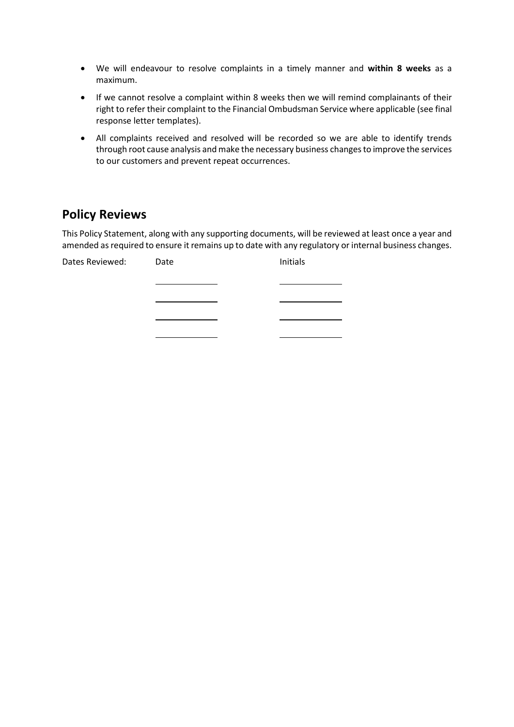- We will endeavour to resolve complaints in a timely manner and **within 8 weeks** as a maximum.
- If we cannot resolve a complaint within 8 weeks then we will remind complainants of their right to refer their complaint to the Financial Ombudsman Service where applicable (see final response letter templates).
- All complaints received and resolved will be recorded so we are able to identify trends through root cause analysis and make the necessary business changes to improve the services to our customers and prevent repeat occurrences.

## Policy Reviews

This Policy Statement, along with any supporting documents, will be reviewed at least once a year and amended as required to ensure it remains up to date with any regulatory or internal business changes.

| Dates Reviewed: | Date | Initials |
| --- | --- | --- |
| | \_\_\_\_\_\_\_\_\_\_\_\_ | \_\_\_\_\_\_\_\_\_\_\_\_ |
| | \_\_\_\_\_\_\_\_\_\_\_\_ | \_\_\_\_\_\_\_\_\_\_\_\_ |
| | \_\_\_\_\_\_\_\_\_\_\_\_ | \_\_\_\_\_\_\_\_\_\_\_\_ |
| | \_\_\_\_\_\_\_\_\_\_\_\_ | \_\_\_\_\_\_\_\_\_\_\_\_ |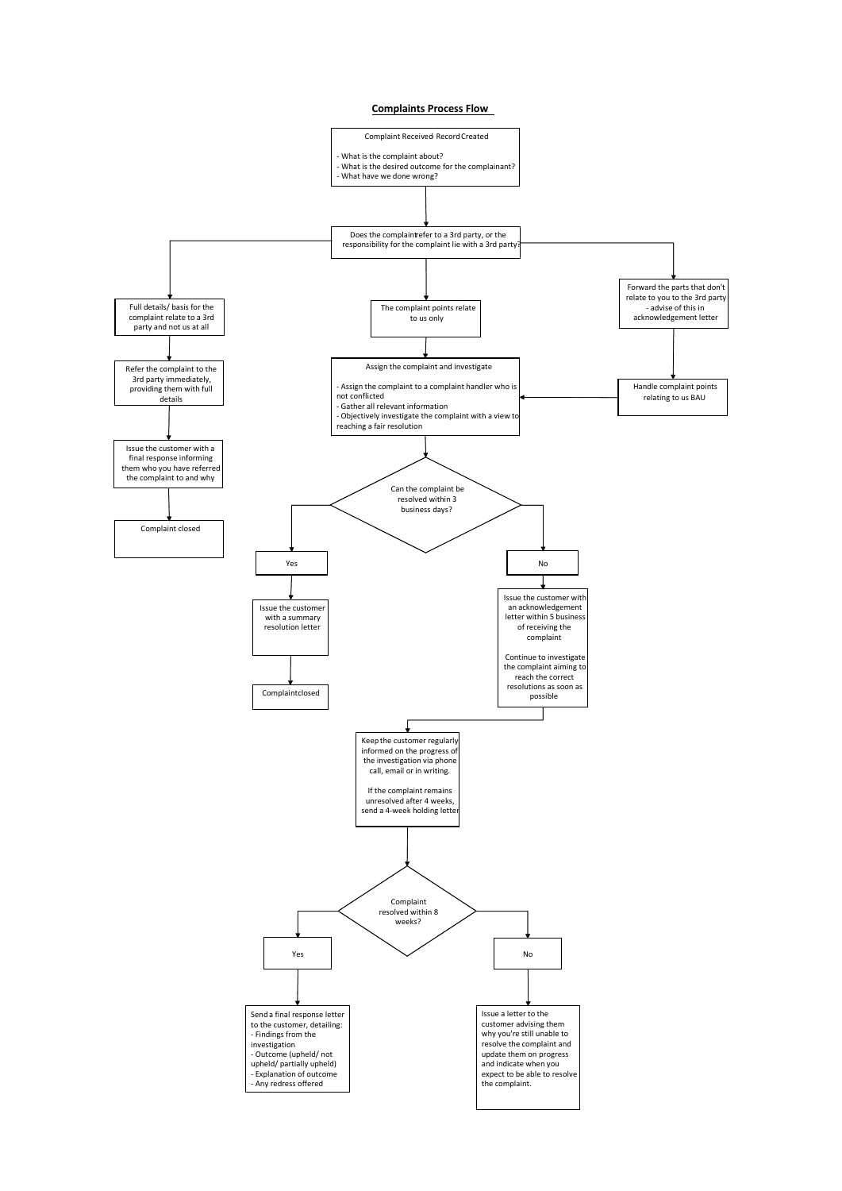## Complaints Process Flow

**Complaint Received- Record Created**

- What is the complaint about?
- What is the desired outcome for the complainant?
- What have we done wrong?

**Does the complaint refer to a 3rd party, or the responsibility for the complaint lie with a 3rd party?**

**Full details/ basis for the complaint relate to a 3rd party and not us at all**

→ Refer the complaint to the 3rd party immediately, providing them with full details

→ Issue the customer with a final response informing them who you have referred the complaint to and why

→ Complaint closed

**The complaint points relate to us only**

→ Assign the complaint and investigate

- Assign the complaint to a complaint handler who is not conflicted
- Gather all relevant information
- Objectively investigate the complaint with a view to reaching a fair resolution

**Forward the parts that don't relate to you to the 3rd party - advise of this in acknowledgement letter**

→ Handle complaint points relating to us BAU → Assign the complaint and investigate

**Can the complaint be resolved within 3 business days?**

**Yes**

→ Issue the customer with a summary resolution letter

→ Complaint closed

**No**

→ Issue the customer with an acknowledgement letter within 5 business of receiving the complaint

Continue to investigate the complaint aiming to reach the correct resolutions as soon as possible

→ Keep the customer regularly informed on the progress of the investigation via phone call, email or in writing.

If the complaint remains unresolved after 4 weeks, send a 4-week holding letter

**Complaint resolved within 8 weeks?**

**Yes**

→ Send a final response letter to the customer, detailing:
- Findings from the investigation
- Outcome (upheld/ not upheld/ partially upheld)
- Explanation of outcome
- Any redress offered

**No**

→ Issue a letter to the customer advising them why you're still unable to resolve the complaint and update them on progress and indicate when you expect to be able to resolve the complaint.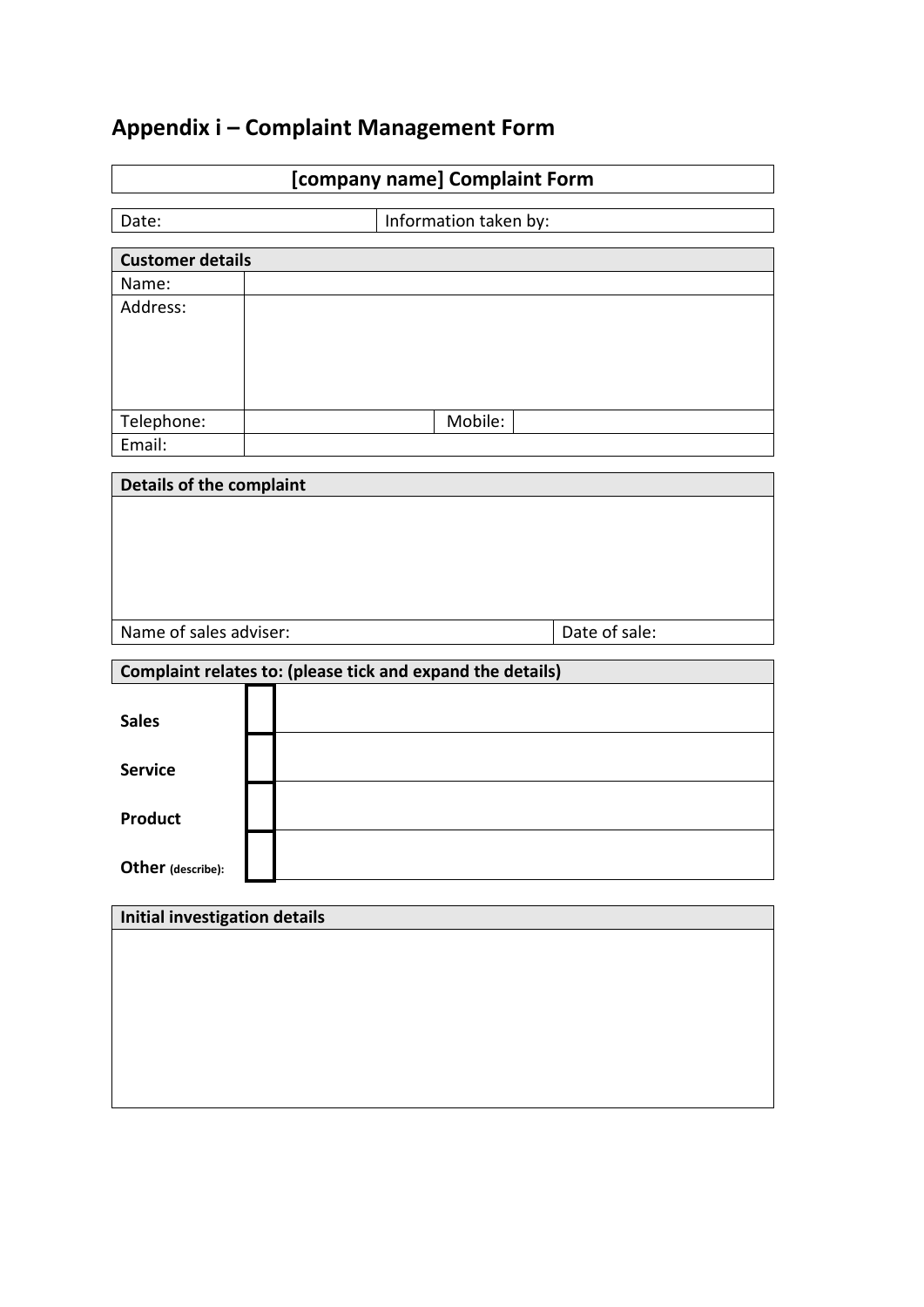## Appendix i – Complaint Management Form

| [company name] Complaint Form |
|---|

| Date: | Information taken by: |
|---|---|

| **Customer details** | | | |
|---|---|---|---|
| Name: | | | |
| Address: | | | |
| Telephone: | | Mobile: | |
| Email: | | | |

| **Details of the complaint** | |
|---|---|
| | |
| Name of sales adviser: | Date of sale: |

| **Complaint relates to: (please tick and expand the details)** | | |
|---|---|---|
| **Sales** | ☐ | |
| **Service** | ☐ | |
| **Product** | ☐ | |
| **Other** (describe): | ☐ | |

| **Initial investigation details** |
|---|
| |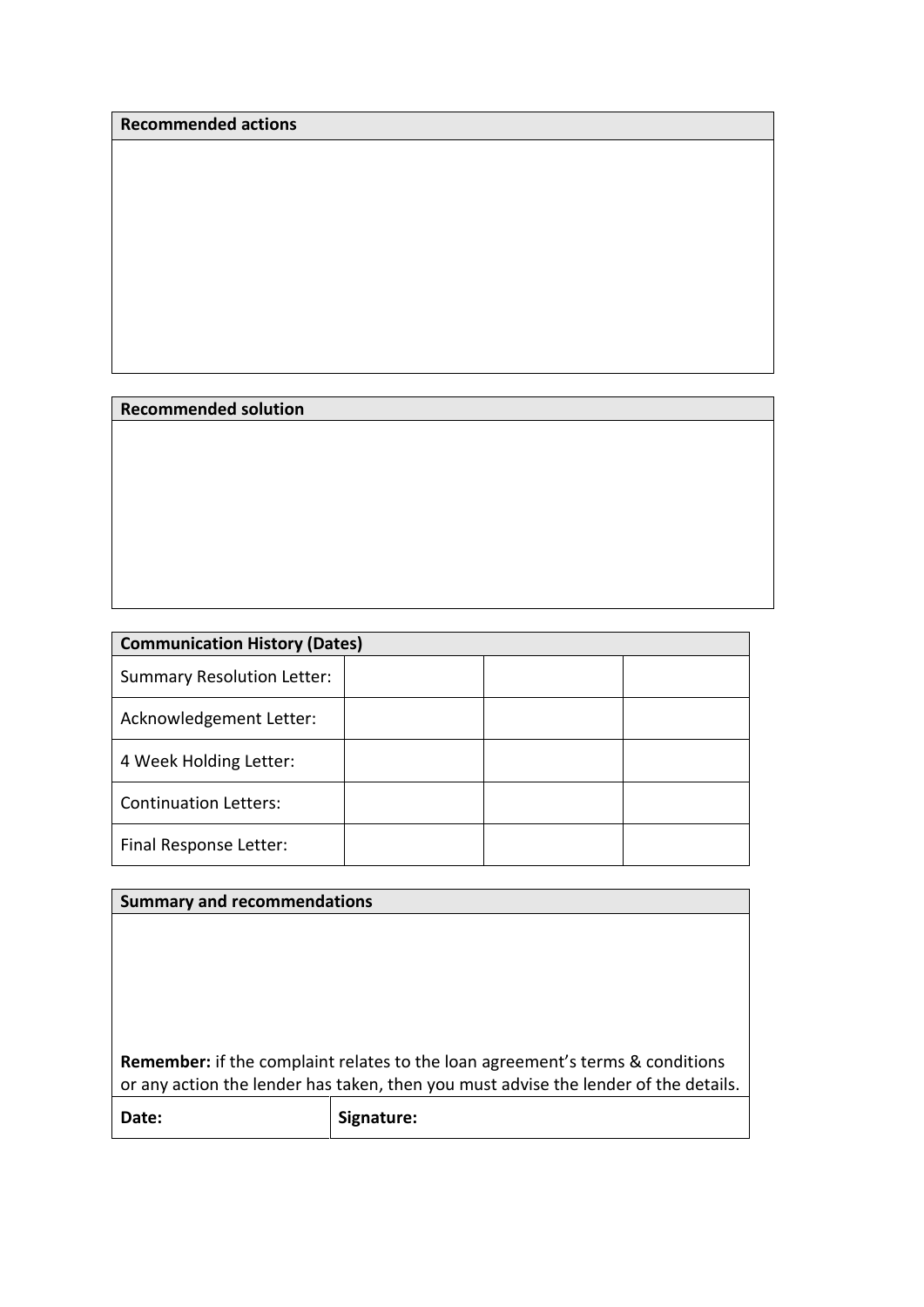| Recommended actions |
| --- |
| |

| Recommended solution |
| --- |
| |

| Communication History (Dates) | | | |
| --- | --- | --- | --- |
| Summary Resolution Letter: | | | |
| Acknowledgement Letter: | | | |
| 4 Week Holding Letter: | | | |
| Continuation Letters: | | | |
| Final Response Letter: | | | |

| Summary and recommendations | |
| --- | --- |
| **Remember:** if the complaint relates to the loan agreement's terms & conditions or any action the lender has taken, then you must advise the lender of the details. | |
| **Date:** | **Signature:** |